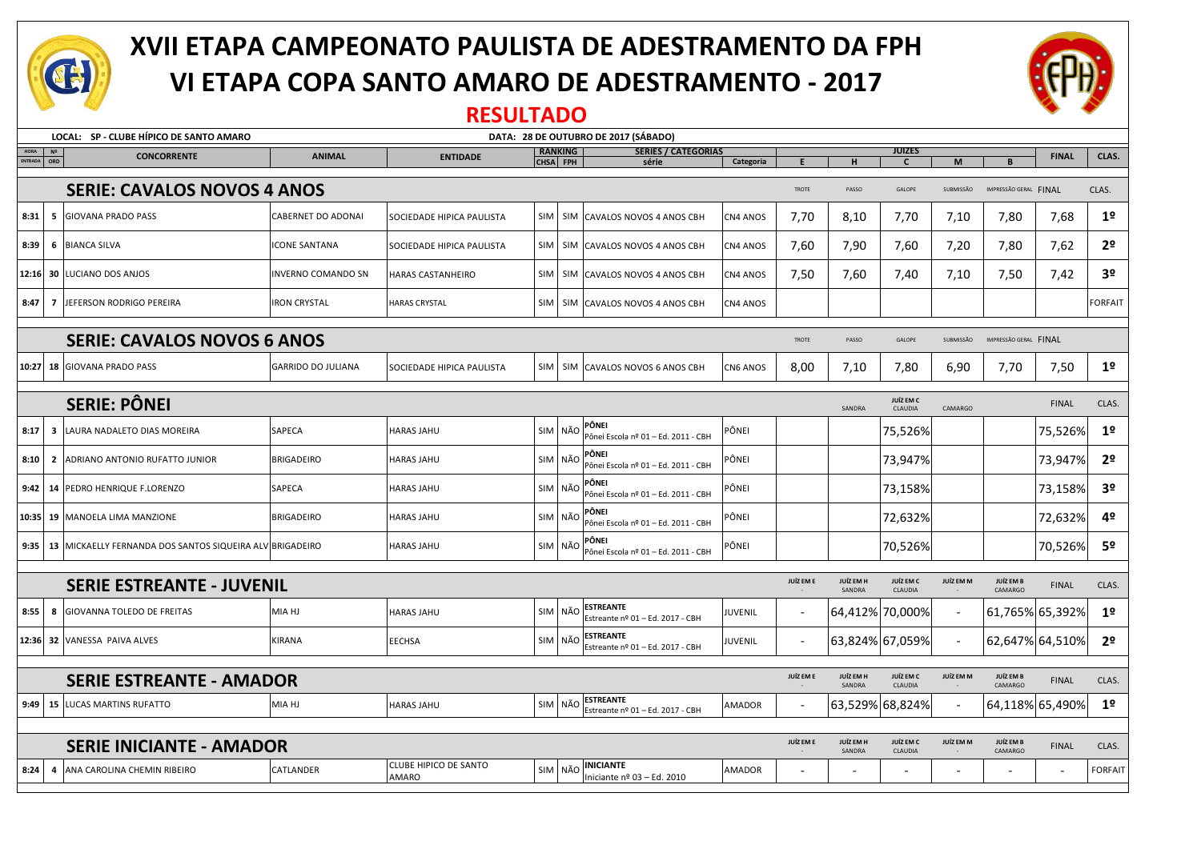# XVII ETAPA CAMPEONATO PAULISTA DE ADESTRAMENTO DA FPH

# VI ETAPA COPA SANTO AMARO DE ADESTRAMENTO - 2017

## RESULTADO

**LOCAL: SP - CLUBE HÍPICO DE SANTO AMARO** | **DATA: 28 DE OUTUBRO DE 2017 (SÁBADO)**

| HORA ENTRADA | Nº ORD | CONCORRENTE | ANIMAL | ENTIDADE | RANKING CHSA | RANKING FPH | SERIES / CATEGORIAS série | Categoria | E | H | C | M | B | FINAL | CLAS. |
|---|---|---|---|---|---|---|---|---|---|---|---|---|---|---|---|
| **SERIE: CAVALOS NOVOS 4 ANOS** | | | | | | | | | TROTE | PASSO | GALOPE | SUBMISSÃO | IMPRESSÃO GERAL | FINAL | CLAS. |
| 8:31 | 5 | GIOVANA PRADO PASS | CABERNET DO ADONAI | SOCIEDADE HIPICA PAULISTA | SIM | SIM | CAVALOS NOVOS 4 ANOS CBH | CN4 ANOS | 7,70 | 8,10 | 7,70 | 7,10 | 7,80 | 7,68 | 1º |
| 8:39 | 6 | BIANCA SILVA | ICONE SANTANA | SOCIEDADE HIPICA PAULISTA | SIM | SIM | CAVALOS NOVOS 4 ANOS CBH | CN4 ANOS | 7,60 | 7,90 | 7,60 | 7,20 | 7,80 | 7,62 | 2º |
| 12:16 | 30 | LUCIANO DOS ANJOS | INVERNO COMANDO SN | HARAS CASTANHEIRO | SIM | SIM | CAVALOS NOVOS 4 ANOS CBH | CN4 ANOS | 7,50 | 7,60 | 7,40 | 7,10 | 7,50 | 7,42 | 3º |
| 8:47 | 7 | JEFERSON RODRIGO PEREIRA | IRON CRYSTAL | HARAS CRYSTAL | SIM | SIM | CAVALOS NOVOS 4 ANOS CBH | CN4 ANOS | | | | | | | FORFAIT |
| **SERIE: CAVALOS NOVOS 6 ANOS** | | | | | | | | | TROTE | PASSO | GALOPE | SUBMISSÃO | IMPRESSÃO GERAL | FINAL | |
| 10:27 | 18 | GIOVANA PRADO PASS | GARRIDO DO JULIANA | SOCIEDADE HIPICA PAULISTA | SIM | SIM | CAVALOS NOVOS 6 ANOS CBH | CN6 ANOS | 8,00 | 7,10 | 7,80 | 6,90 | 7,70 | 7,50 | 1º |
| **SERIE: PÔNEI** | | | | | | | | | | SANDRA | JUÍZ EM C CLAUDIA | CAMARGO | | FINAL | CLAS. |
| 8:17 | 3 | LAURA NADALETO DIAS MOREIRA | SAPECA | HARAS JAHU | SIM | NÃO | PÔNEI Pônei Escola nº 01 – Ed. 2011 - CBH | PÔNEI | | | 75,526% | | | 75,526% | 1º |
| 8:10 | 2 | ADRIANO ANTONIO RUFATTO JUNIOR | BRIGADEIRO | HARAS JAHU | SIM | NÃO | PÔNEI Pônei Escola nº 01 – Ed. 2011 - CBH | PÔNEI | | | 73,947% | | | 73,947% | 2º |
| 9:42 | 14 | PEDRO HENRIQUE F.LORENZO | SAPECA | HARAS JAHU | SIM | NÃO | PÔNEI Pônei Escola nº 01 – Ed. 2011 - CBH | PÔNEI | | | 73,158% | | | 73,158% | 3º |
| 10:35 | 19 | MANOELA LIMA MANZIONE | BRIGADEIRO | HARAS JAHU | SIM | NÃO | PÔNEI Pônei Escola nº 01 – Ed. 2011 - CBH | PÔNEI | | | 72,632% | | | 72,632% | 4º |
| 9:35 | 13 | MICKAELLY FERNANDA DOS SANTOS SIQUEIRA ALV | BRIGADEIRO | HARAS JAHU | SIM | NÃO | PÔNEI Pônei Escola nº 01 – Ed. 2011 - CBH | PÔNEI | | | 70,526% | | | 70,526% | 5º |
| **SERIE ESTREANTE - JUVENIL** | | | | | | | | | JUÍZ EM E - | JUÍZ EM H SANDRA | JUÍZ EM C CLAUDIA | JUÍZ EM M - | JUÍZ EM B CAMARGO | FINAL | CLAS. |
| 8:55 | 8 | GIOVANNA TOLEDO DE FREITAS | MIA HJ | HARAS JAHU | SIM | NÃO | ESTREANTE Estreante nº 01 – Ed. 2017 - CBH | JUVENIL | - | 64,412% | 70,000% | - | 61,765% | 65,392% | 1º |
| 12:36 | 32 | VANESSA PAIVA ALVES | KIRANA | EECHSA | SIM | NÃO | ESTREANTE Estreante nº 01 – Ed. 2017 - CBH | JUVENIL | - | 63,824% | 67,059% | - | 62,647% | 64,510% | 2º |
| **SERIE ESTREANTE - AMADOR** | | | | | | | | | JUÍZ EM E - | JUÍZ EM H SANDRA | JUÍZ EM C CLAUDIA | JUÍZ EM M - | JUÍZ EM B CAMARGO | FINAL | CLAS. |
| 9:49 | 15 | LUCAS MARTINS RUFATTO | MIA HJ | HARAS JAHU | SIM | NÃO | ESTREANTE Estreante nº 01 – Ed. 2017 - CBH | AMADOR | - | 63,529% | 68,824% | - | 64,118% | 65,490% | 1º |
| **SERIE INICIANTE - AMADOR** | | | | | | | | | JUÍZ EM E - | JUÍZ EM H SANDRA | JUÍZ EM C CLAUDIA | JUÍZ EM M - | JUÍZ EM B CAMARGO | FINAL | CLAS. |
| 8:24 | 4 | ANA CAROLINA CHEMIN RIBEIRO | CATLANDER | CLUBE HIPICO DE SANTO AMARO | SIM | NÃO | INICIANTE Iniciante nº 03 – Ed. 2010 | AMADOR | - | - | - | - | - | - | FORFAIT |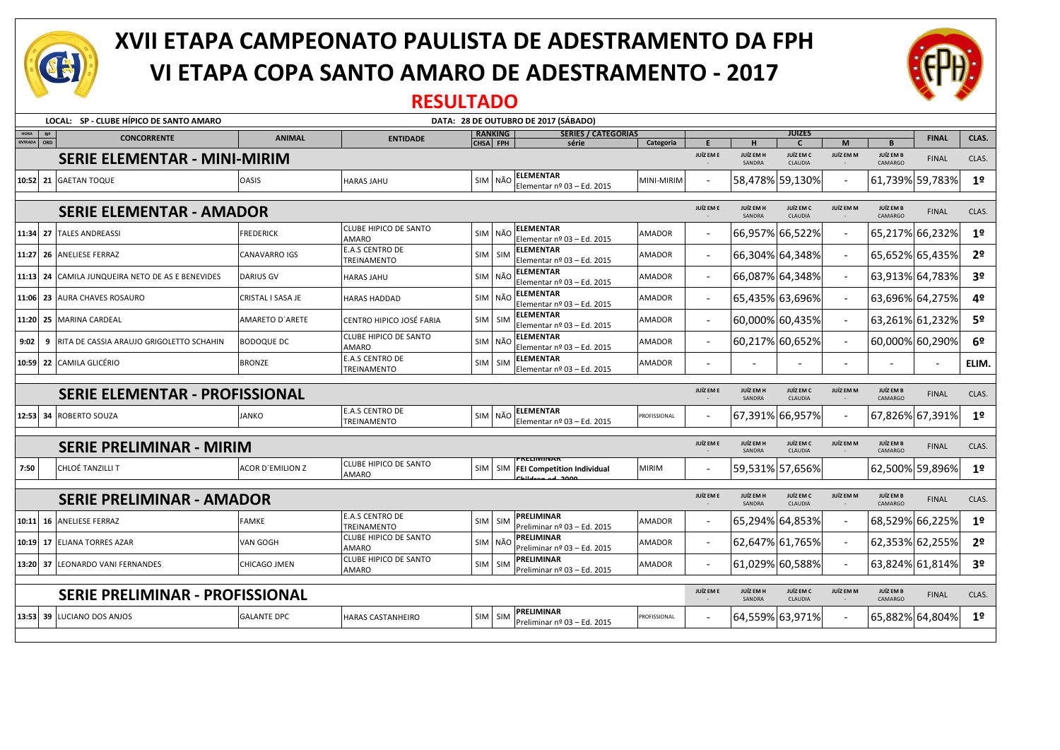# XVII ETAPA CAMPEONATO PAULISTA DE ADESTRAMENTO DA FPH
# VI ETAPA COPA SANTO AMARO DE ADESTRAMENTO - 2017

## RESULTADO

**LOCAL: SP - CLUBE HÍPICO DE SANTO AMARO** | **DATA: 28 DE OUTUBRO DE 2017 (SÁBADO)**

| HORA ENTRADA | Nº ORD | CONCORRENTE | ANIMAL | ENTIDADE | RANKING CHSA | RANKING FPH | SERIES / CATEGORIAS série | Categoria | JUIZES E | H | C | M | B | FINAL | CLAS. |
|---|---|---|---|---|---|---|---|---|---|---|---|---|---|---|---|
| | | **SERIE ELEMENTAR - MINI-MIRIM** | | | | | | | JUÍZ EM E - | JUÍZ EM H SANDRA | JUÍZ EM C CLAUDIA | JUÍZ EM M - | JUÍZ EM B CAMARGO | FINAL | CLAS. |
| 10:52 | 21 | GAETAN TOQUE | OASIS | HARAS JAHU | SIM | NÃO | ELEMENTAR Elementar nº 03 – Ed. 2015 | MINI-MIRIM | - | 58,478% | 59,130% | - | 61,739% | 59,783% | 1º |
| | | **SERIE ELEMENTAR - AMADOR** | | | | | | | JUÍZ EM E - | JUÍZ EM H SANDRA | JUÍZ EM C CLAUDIA | JUÍZ EM M - | JUÍZ EM B CAMARGO | FINAL | CLAS. |
| 11:34 | 27 | TALES ANDREASSI | FREDERICK | CLUBE HIPICO DE SANTO AMARO | SIM | NÃO | ELEMENTAR Elementar nº 03 – Ed. 2015 | AMADOR | - | 66,957% | 66,522% | - | 65,217% | 66,232% | 1º |
| 11:27 | 26 | ANELIESE FERRAZ | CANAVARRO IGS | E.A.S CENTRO DE TREINAMENTO | SIM | SIM | ELEMENTAR Elementar nº 03 – Ed. 2015 | AMADOR | - | 66,304% | 64,348% | - | 65,652% | 65,435% | 2º |
| 11:13 | 24 | CAMILA JUNQUEIRA NETO DE AS E BENEVIDES | DARIUS GV | HARAS JAHU | SIM | NÃO | ELEMENTAR Elementar nº 03 – Ed. 2015 | AMADOR | - | 66,087% | 64,348% | - | 63,913% | 64,783% | 3º |
| 11:06 | 23 | AURA CHAVES ROSAURO | CRISTAL I SASA JE | HARAS HADDAD | SIM | NÃO | ELEMENTAR Elementar nº 03 – Ed. 2015 | AMADOR | - | 65,435% | 63,696% | - | 63,696% | 64,275% | 4º |
| 11:20 | 25 | MARINA CARDEAL | AMARETO D´ARETE | CENTRO HIPICO JOSÉ FARIA | SIM | SIM | ELEMENTAR Elementar nº 03 – Ed. 2015 | AMADOR | - | 60,000% | 60,435% | - | 63,261% | 61,232% | 5º |
| 9:02 | 9 | RITA DE CASSIA ARAUJO GRIGOLETTO SCHAHIN | BODOQUE DC | CLUBE HIPICO DE SANTO AMARO | SIM | NÃO | ELEMENTAR Elementar nº 03 – Ed. 2015 | AMADOR | - | 60,217% | 60,652% | - | 60,000% | 60,290% | 6º |
| 10:59 | 22 | CAMILA GLICÉRIO | BRONZE | E.A.S CENTRO DE TREINAMENTO | SIM | SIM | ELEMENTAR Elementar nº 03 – Ed. 2015 | AMADOR | - | - | - | - | - | - | ELIM. |
| | | **SERIE ELEMENTAR - PROFISSIONAL** | | | | | | | JUÍZ EM E - | JUÍZ EM H SANDRA | JUÍZ EM C CLAUDIA | JUÍZ EM M - | JUÍZ EM B CAMARGO | FINAL | CLAS. |
| 12:53 | 34 | ROBERTO SOUZA | JANKO | E.A.S CENTRO DE TREINAMENTO | SIM | NÃO | ELEMENTAR Elementar nº 03 – Ed. 2015 | PROFISSIONAL | - | 67,391% | 66,957% | - | 67,826% | 67,391% | 1º |
| | | **SERIE PRELIMINAR - MIRIM** | | | | | | | JUÍZ EM E - | JUÍZ EM H SANDRA | JUÍZ EM C CLAUDIA | JUÍZ EM M - | JUÍZ EM B CAMARGO | FINAL | CLAS. |
| 7:50 | | CHLOÉ TANZILLI T | ACOR D´EMILION Z | CLUBE HIPICO DE SANTO AMARO | SIM | SIM | PRELIMINAR FEI Competition Individual Children ed. 2009 | MIRIM | - | 59,531% | 57,656% | | 62,500% | 59,896% | 1º |
| | | **SERIE PRELIMINAR - AMADOR** | | | | | | | JUÍZ EM E - | JUÍZ EM H SANDRA | JUÍZ EM C CLAUDIA | JUÍZ EM M - | JUÍZ EM B CAMARGO | FINAL | CLAS. |
| 10:11 | 16 | ANELIESE FERRAZ | FAMKE | E.A.S CENTRO DE TREINAMENTO | SIM | SIM | PRELIMINAR Preliminar nº 03 – Ed. 2015 | AMADOR | - | 65,294% | 64,853% | - | 68,529% | 66,225% | 1º |
| 10:19 | 17 | ELIANA TORRES AZAR | VAN GOGH | CLUBE HIPICO DE SANTO AMARO | SIM | NÃO | PRELIMINAR Preliminar nº 03 – Ed. 2015 | AMADOR | - | 62,647% | 61,765% | - | 62,353% | 62,255% | 2º |
| 13:20 | 37 | LEONARDO VANI FERNANDES | CHICAGO JMEN | CLUBE HIPICO DE SANTO AMARO | SIM | SIM | PRELIMINAR Preliminar nº 03 – Ed. 2015 | AMADOR | - | 61,029% | 60,588% | - | 63,824% | 61,814% | 3º |
| | | **SERIE PRELIMINAR - PROFISSIONAL** | | | | | | | JUÍZ EM E - | JUÍZ EM H SANDRA | JUÍZ EM C CLAUDIA | JUÍZ EM M - | JUÍZ EM B CAMARGO | FINAL | CLAS. |
| 13:53 | 39 | LUCIANO DOS ANJOS | GALANTE DPC | HARAS CASTANHEIRO | SIM | SIM | PRELIMINAR Preliminar nº 03 – Ed. 2015 | PROFISSIONAL | - | 64,559% | 63,971% | - | 65,882% | 64,804% | 1º |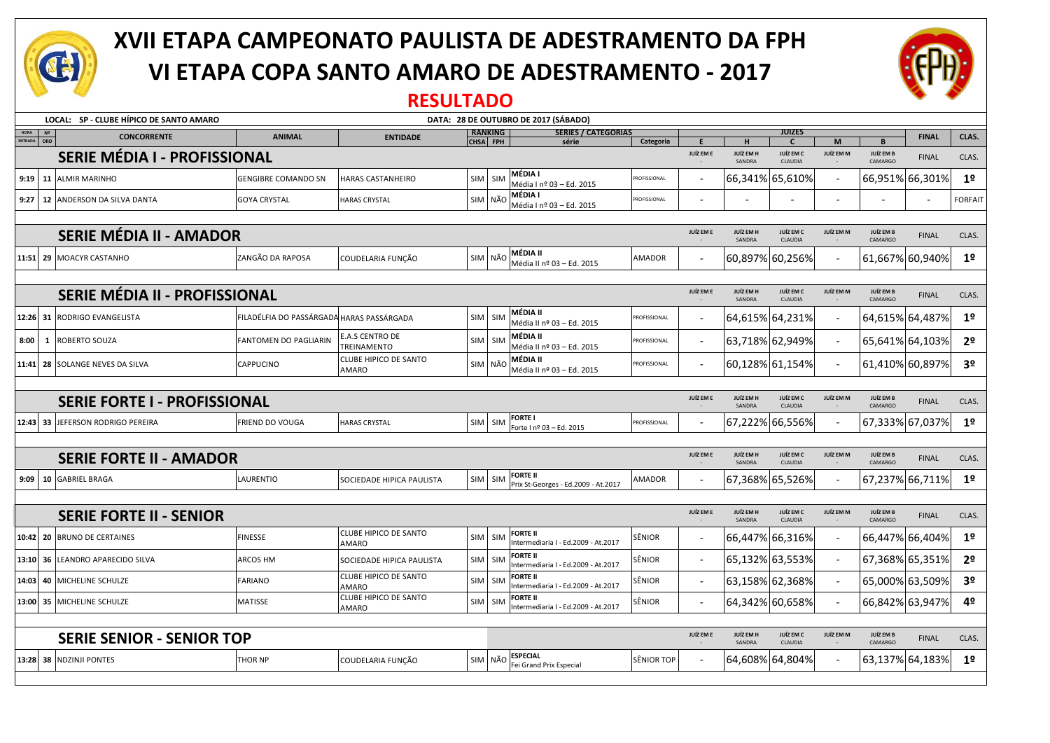# XVII ETAPA CAMPEONATO PAULISTA DE ADESTRAMENTO DA FPH

# VI ETAPA COPA SANTO AMARO DE ADESTRAMENTO - 2017

## RESULTADO

LOCAL: SP - CLUBE HÍPICO DE SANTO AMARO

DATA: 28 DE OUTUBRO DE 2017 (SÁBADO)

| HORA ENTRADA | Nº ORD | CONCORRENTE | ANIMAL | ENTIDADE | RANKING CHSA | RANKING FPH | SERIES / CATEGORIAS série | Categoria | JUIZES E | H | C | M | B | FINAL | CLAS. |
|---|---|---|---|---|---|---|---|---|---|---|---|---|---|---|---|
| | | **SERIE MÉDIA I - PROFISSIONAL** | | | | | | | JUÍZ EM E - | JUÍZ EM H SANDRA | JUÍZ EM C CLAUDIA | JUÍZ EM M - | JUÍZ EM B CAMARGO | FINAL | CLAS. |
| 9:19 | 11 | ALMIR MARINHO | GENGIBRE COMANDO SN | HARAS CASTANHEIRO | SIM | SIM | MÉDIA I Média I nº 03 – Ed. 2015 | PROFISSIONAL | - | 66,341% | 65,610% | - | 66,951% | 66,301% | 1º |
| 9:27 | 12 | ANDERSON DA SILVA DANTA | GOYA CRYSTAL | HARAS CRYSTAL | SIM | NÃO | MÉDIA I Média I nº 03 – Ed. 2015 | PROFISSIONAL | - | - | - | - | - | - | FORFAIT |
| | | **SERIE MÉDIA II - AMADOR** | | | | | | | JUÍZ EM E - | JUÍZ EM H SANDRA | JUÍZ EM C CLAUDIA | JUÍZ EM M - | JUÍZ EM B CAMARGO | FINAL | CLAS. |
| 11:51 | 29 | MOACYR CASTANHO | ZANGÃO DA RAPOSA | COUDELARIA FUNÇÃO | SIM | NÃO | MÉDIA II Média II nº 03 – Ed. 2015 | AMADOR | - | 60,897% | 60,256% | - | 61,667% | 60,940% | 1º |
| | | **SERIE MÉDIA II - PROFISSIONAL** | | | | | | | JUÍZ EM E - | JUÍZ EM H SANDRA | JUÍZ EM C CLAUDIA | JUÍZ EM M - | JUÍZ EM B CAMARGO | FINAL | CLAS. |
| 12:26 | 31 | RODRIGO EVANGELISTA | FILADÉLFIA DO PASSÁRGADA | HARAS PASSÁRGADA | SIM | SIM | MÉDIA II Média II nº 03 – Ed. 2015 | PROFISSIONAL | - | 64,615% | 64,231% | - | 64,615% | 64,487% | 1º |
| 8:00 | 1 | ROBERTO SOUZA | FANTOMEN DO PAGLIARIN | E.A.S CENTRO DE TREINAMENTO | SIM | SIM | MÉDIA II Média II nº 03 – Ed. 2015 | PROFISSIONAL | - | 63,718% | 62,949% | - | 65,641% | 64,103% | 2º |
| 11:41 | 28 | SOLANGE NEVES DA SILVA | CAPPUCINO | CLUBE HIPICO DE SANTO AMARO | SIM | NÃO | MÉDIA II Média II nº 03 – Ed. 2015 | PROFISSIONAL | - | 60,128% | 61,154% | - | 61,410% | 60,897% | 3º |
| | | **SERIE FORTE I - PROFISSIONAL** | | | | | | | JUÍZ EM E - | JUÍZ EM H SANDRA | JUÍZ EM C CLAUDIA | JUÍZ EM M - | JUÍZ EM B CAMARGO | FINAL | CLAS. |
| 12:43 | 33 | JEFERSON RODRIGO PEREIRA | FRIEND DO VOUGA | HARAS CRYSTAL | SIM | SIM | FORTE I Forte I nº 03 – Ed. 2015 | PROFISSIONAL | - | 67,222% | 66,556% | - | 67,333% | 67,037% | 1º |
| | | **SERIE FORTE II - AMADOR** | | | | | | | JUÍZ EM E - | JUÍZ EM H SANDRA | JUÍZ EM C CLAUDIA | JUÍZ EM M - | JUÍZ EM B CAMARGO | FINAL | CLAS. |
| 9:09 | 10 | GABRIEL BRAGA | LAURENTIO | SOCIEDADE HIPICA PAULISTA | SIM | SIM | FORTE II Prix St-Georges - Ed.2009 - At.2017 | AMADOR | - | 67,368% | 65,526% | - | 67,237% | 66,711% | 1º |
| | | **SERIE FORTE II - SENIOR** | | | | | | | JUÍZ EM E - | JUÍZ EM H SANDRA | JUÍZ EM C CLAUDIA | JUÍZ EM M - | JUÍZ EM B CAMARGO | FINAL | CLAS. |
| 10:42 | 20 | BRUNO DE CERTAINES | FINESSE | CLUBE HIPICO DE SANTO AMARO | SIM | SIM | FORTE II Intermediaria I - Ed.2009 - At.2017 | SÊNIOR | - | 66,447% | 66,316% | - | 66,447% | 66,404% | 1º |
| 13:10 | 36 | LEANDRO APARECIDO SILVA | ARCOS HM | SOCIEDADE HIPICA PAULISTA | SIM | SIM | FORTE II Intermediaria I - Ed.2009 - At.2017 | SÊNIOR | - | 65,132% | 63,553% | - | 67,368% | 65,351% | 2º |
| 14:03 | 40 | MICHELINE SCHULZE | FARIANO | CLUBE HIPICO DE SANTO AMARO | SIM | SIM | FORTE II Intermediaria I - Ed.2009 - At.2017 | SÊNIOR | - | 63,158% | 62,368% | - | 65,000% | 63,509% | 3º |
| 13:00 | 35 | MICHELINE SCHULZE | MATISSE | CLUBE HIPICO DE SANTO AMARO | SIM | SIM | FORTE II Intermediaria I - Ed.2009 - At.2017 | SÊNIOR | - | 64,342% | 60,658% | - | 66,842% | 63,947% | 4º |
| | | **SERIE SENIOR - SENIOR TOP** | | | | | | | JUÍZ EM E - | JUÍZ EM H SANDRA | JUÍZ EM C CLAUDIA | JUÍZ EM M - | JUÍZ EM B CAMARGO | FINAL | CLAS. |
| 13:28 | 38 | NDZINJI PONTES | THOR NP | COUDELARIA FUNÇÃO | SIM | NÃO | ESPECIAL Fei Grand Prix Especial | SÊNIOR TOP | - | 64,608% | 64,804% | - | 63,137% | 64,183% | 1º |